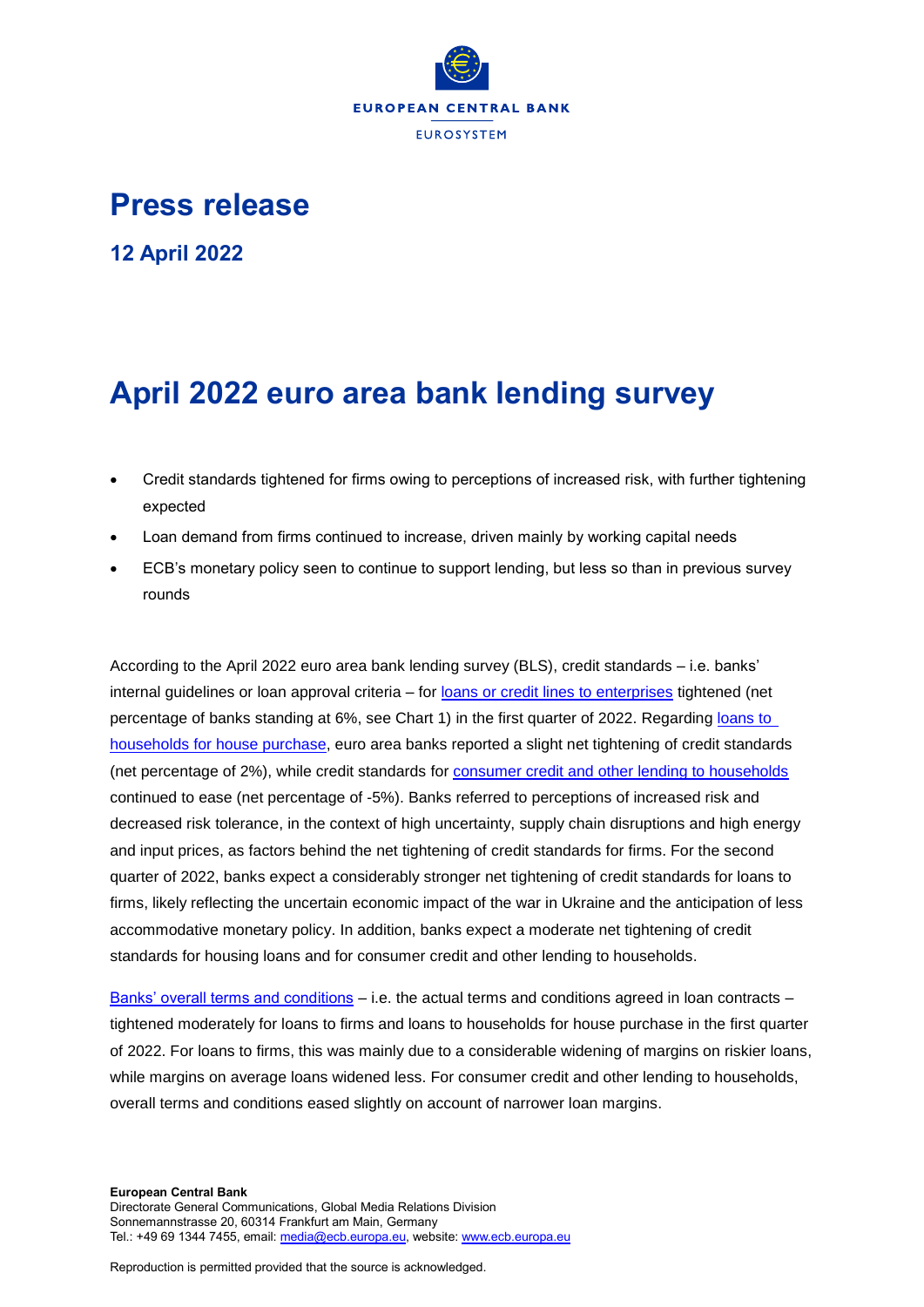# Press release

**12 April 2022**

# April 2022 euro area bank lending survey

- Credit standards tightened for firms owing to perceptions of increased risk, with further tightening expected
- Loan demand from firms continued to increase, driven mainly by working capital needs
- ECB's monetary policy seen to continue to support lending, but less so than in previous survey rounds

According to the April 2022 euro area bank lending survey (BLS), credit standards – i.e. banks' internal guidelines or loan approval criteria – for loans or credit lines to enterprises tightened (net percentage of banks standing at 6%, see Chart 1) in the first quarter of 2022. Regarding loans to households for house purchase, euro area banks reported a slight net tightening of credit standards (net percentage of 2%), while credit standards for consumer credit and other lending to households continued to ease (net percentage of -5%). Banks referred to perceptions of increased risk and decreased risk tolerance, in the context of high uncertainty, supply chain disruptions and high energy and input prices, as factors behind the net tightening of credit standards for firms. For the second quarter of 2022, banks expect a considerably stronger net tightening of credit standards for loans to firms, likely reflecting the uncertain economic impact of the war in Ukraine and the anticipation of less accommodative monetary policy. In addition, banks expect a moderate net tightening of credit standards for housing loans and for consumer credit and other lending to households.

Banks' overall terms and conditions – i.e. the actual terms and conditions agreed in loan contracts – tightened moderately for loans to firms and loans to households for house purchase in the first quarter of 2022. For loans to firms, this was mainly due to a considerable widening of margins on riskier loans, while margins on average loans widened less. For consumer credit and other lending to households, overall terms and conditions eased slightly on account of narrower loan margins.

**European Central Bank**
Directorate General Communications, Global Media Relations Division
Sonnemannstrasse 20, 60314 Frankfurt am Main, Germany
Tel.: +49 69 1344 7455, email: media@ecb.europa.eu, website: www.ecb.europa.eu

Reproduction is permitted provided that the source is acknowledged.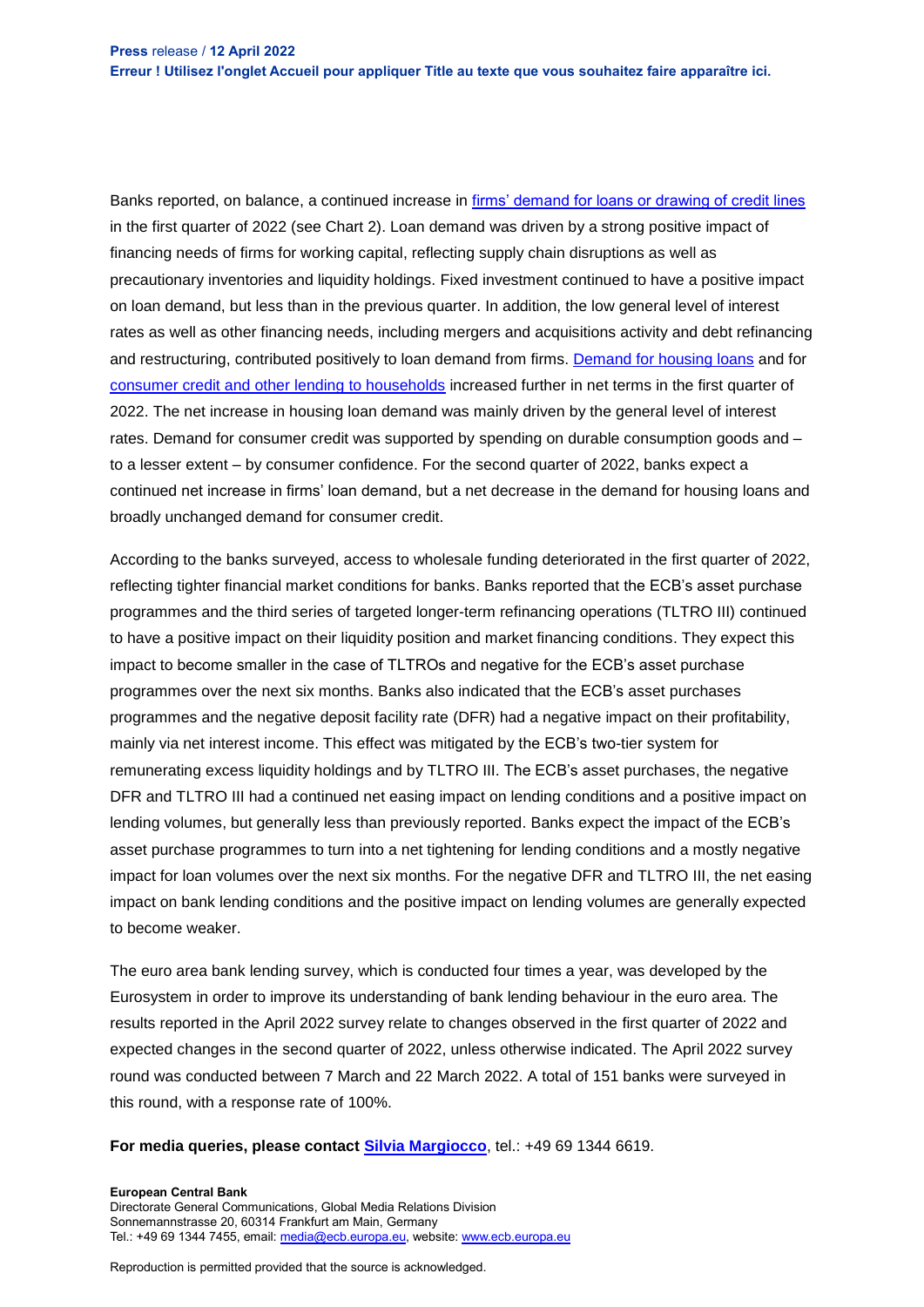Banks reported, on balance, a continued increase in firms' demand for loans or drawing of credit lines in the first quarter of 2022 (see Chart 2). Loan demand was driven by a strong positive impact of financing needs of firms for working capital, reflecting supply chain disruptions as well as precautionary inventories and liquidity holdings. Fixed investment continued to have a positive impact on loan demand, but less than in the previous quarter. In addition, the low general level of interest rates as well as other financing needs, including mergers and acquisitions activity and debt refinancing and restructuring, contributed positively to loan demand from firms. Demand for housing loans and for consumer credit and other lending to households increased further in net terms in the first quarter of 2022. The net increase in housing loan demand was mainly driven by the general level of interest rates. Demand for consumer credit was supported by spending on durable consumption goods and – to a lesser extent – by consumer confidence. For the second quarter of 2022, banks expect a continued net increase in firms' loan demand, but a net decrease in the demand for housing loans and broadly unchanged demand for consumer credit.

According to the banks surveyed, access to wholesale funding deteriorated in the first quarter of 2022, reflecting tighter financial market conditions for banks. Banks reported that the ECB's asset purchase programmes and the third series of targeted longer-term refinancing operations (TLTRO III) continued to have a positive impact on their liquidity position and market financing conditions. They expect this impact to become smaller in the case of TLTROs and negative for the ECB's asset purchase programmes over the next six months. Banks also indicated that the ECB's asset purchases programmes and the negative deposit facility rate (DFR) had a negative impact on their profitability, mainly via net interest income. This effect was mitigated by the ECB's two-tier system for remunerating excess liquidity holdings and by TLTRO III. The ECB's asset purchases, the negative DFR and TLTRO III had a continued net easing impact on lending conditions and a positive impact on lending volumes, but generally less than previously reported. Banks expect the impact of the ECB's asset purchase programmes to turn into a net tightening for lending conditions and a mostly negative impact for loan volumes over the next six months. For the negative DFR and TLTRO III, the net easing impact on bank lending conditions and the positive impact on lending volumes are generally expected to become weaker.

The euro area bank lending survey, which is conducted four times a year, was developed by the Eurosystem in order to improve its understanding of bank lending behaviour in the euro area. The results reported in the April 2022 survey relate to changes observed in the first quarter of 2022 and expected changes in the second quarter of 2022, unless otherwise indicated. The April 2022 survey round was conducted between 7 March and 22 March 2022. A total of 151 banks were surveyed in this round, with a response rate of 100%.

**For media queries, please contact Silvia Margiocco**, tel.: +49 69 1344 6619.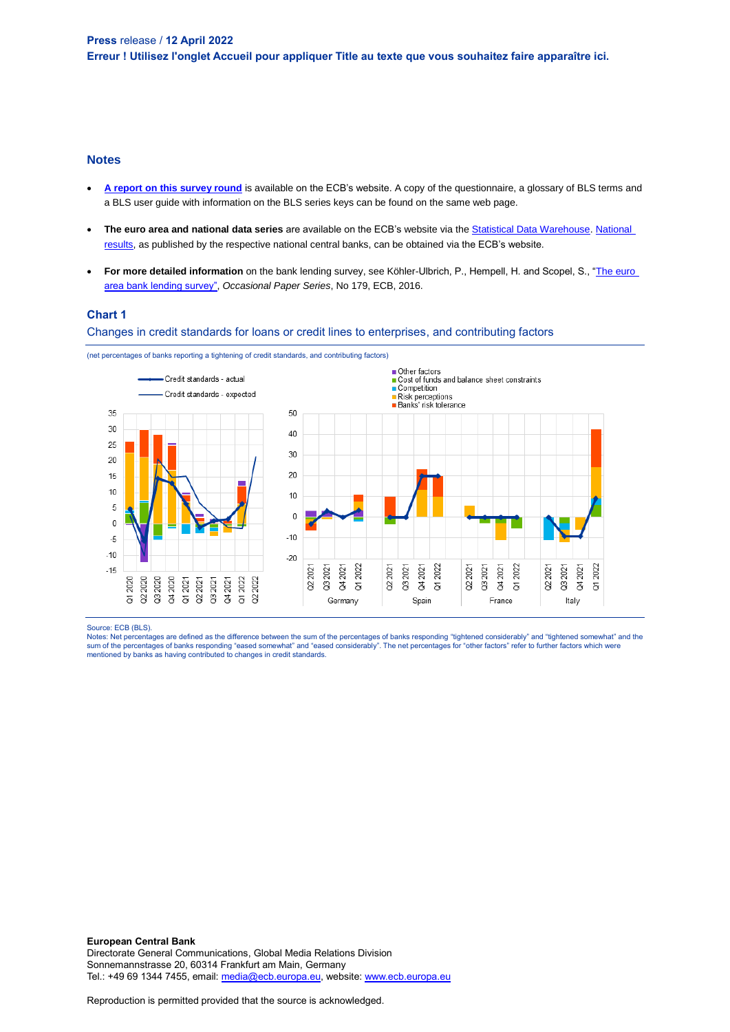## Notes

- **A report on this survey round** is available on the ECB's website. A copy of the questionnaire, a glossary of BLS terms and a BLS user guide with information on the BLS series keys can be found on the same web page.
- **The euro area and national data series** are available on the ECB's website via the Statistical Data Warehouse. National results, as published by the respective national central banks, can be obtained via the ECB's website.
- **For more detailed information** on the bank lending survey, see Köhler-Ulbrich, P., Hempell, H. and Scopel, S., "The euro area bank lending survey", *Occasional Paper Series*, No 179, ECB, 2016.

### Chart 1

Changes in credit standards for loans or credit lines to enterprises, and contributing factors

(net percentages of banks reporting a tightening of credit standards, and contributing factors)

Source: ECB (BLS).
Notes: Net percentages are defined as the difference between the sum of the percentages of banks responding "tightened considerably" and "tightened somewhat" and the sum of the percentages of banks responding "eased somewhat" and "eased considerably". The net percentages for "other factors" refer to further factors which were mentioned by banks as having contributed to changes in credit standards.

**European Central Bank**
Directorate General Communications, Global Media Relations Division
Sonnemannstrasse 20, 60314 Frankfurt am Main, Germany
Tel.: +49 69 1344 7455, email: media@ecb.europa.eu, website: www.ecb.europa.eu

Reproduction is permitted provided that the source is acknowledged.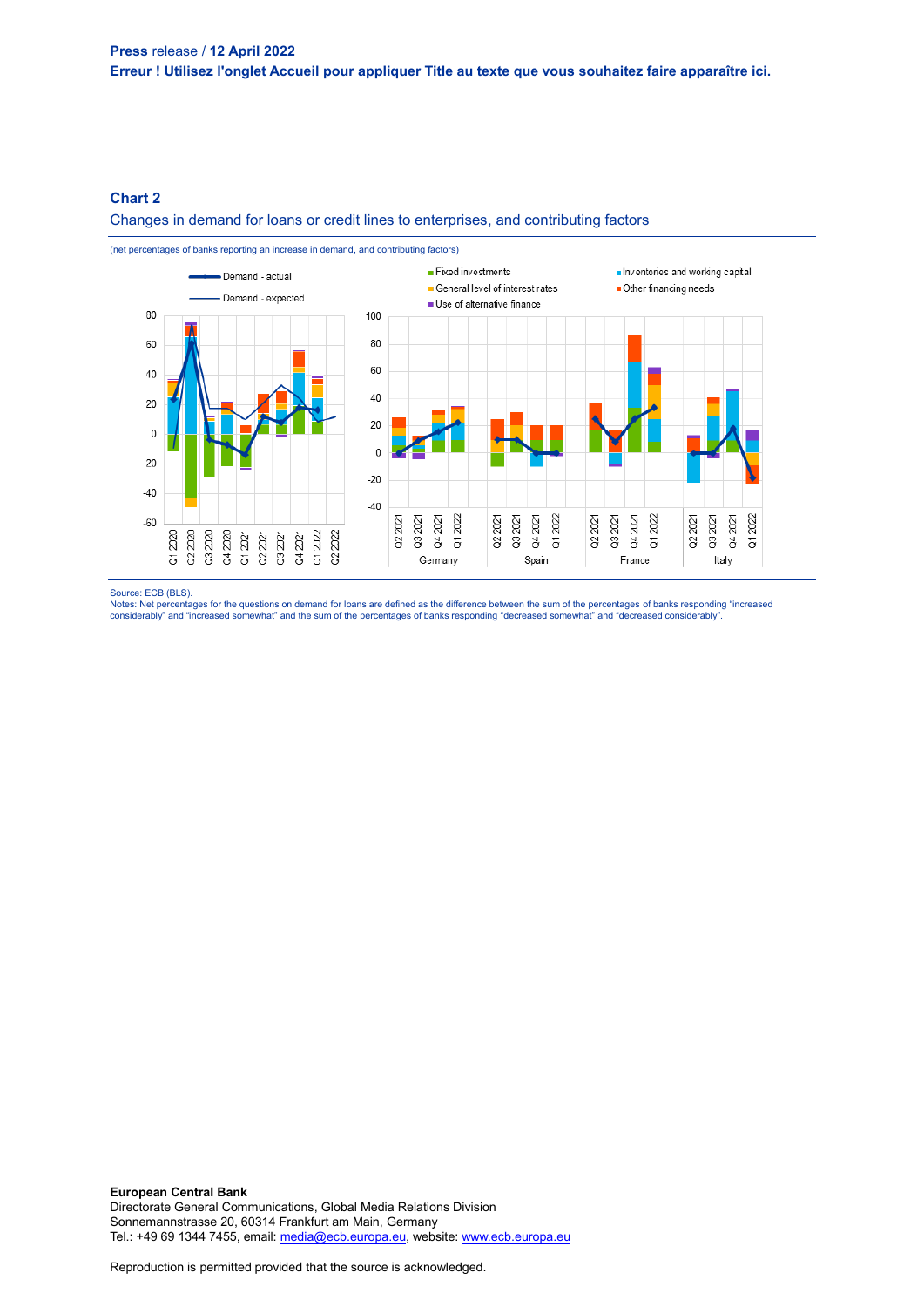## Chart 2

Changes in demand for loans or credit lines to enterprises, and contributing factors

(net percentages of banks reporting an increase in demand, and contributing factors)

Demand - actual
Demand - expected

Fixed investments
General level of interest rates
Use of alternative finance
Inventories and working capital
Other financing needs

80
60
40
20
0
-20
-40
-60

Q1 2020
Q2 2020
Q3 2020
Q4 2020
Q1 2021
Q2 2021
Q3 2021
Q4 2021
Q1 2022
Q2 2022

100
80
60
40
20
0
-20
-40

Q2 2021
Q3 2021
Q4 2021
Q1 2022

Germany
Spain
France
Italy

Source: ECB (BLS).

Notes: Net percentages for the questions on demand for loans are defined as the difference between the sum of the percentages of banks responding "increased considerably" and "increased somewhat" and the sum of the percentages of banks responding "decreased somewhat" and "decreased considerably".

**European Central Bank**
Directorate General Communications, Global Media Relations Division
Sonnemannstrasse 20, 60314 Frankfurt am Main, Germany
Tel.: +49 69 1344 7455, email: media@ecb.europa.eu, website: www.ecb.europa.eu

Reproduction is permitted provided that the source is acknowledged.